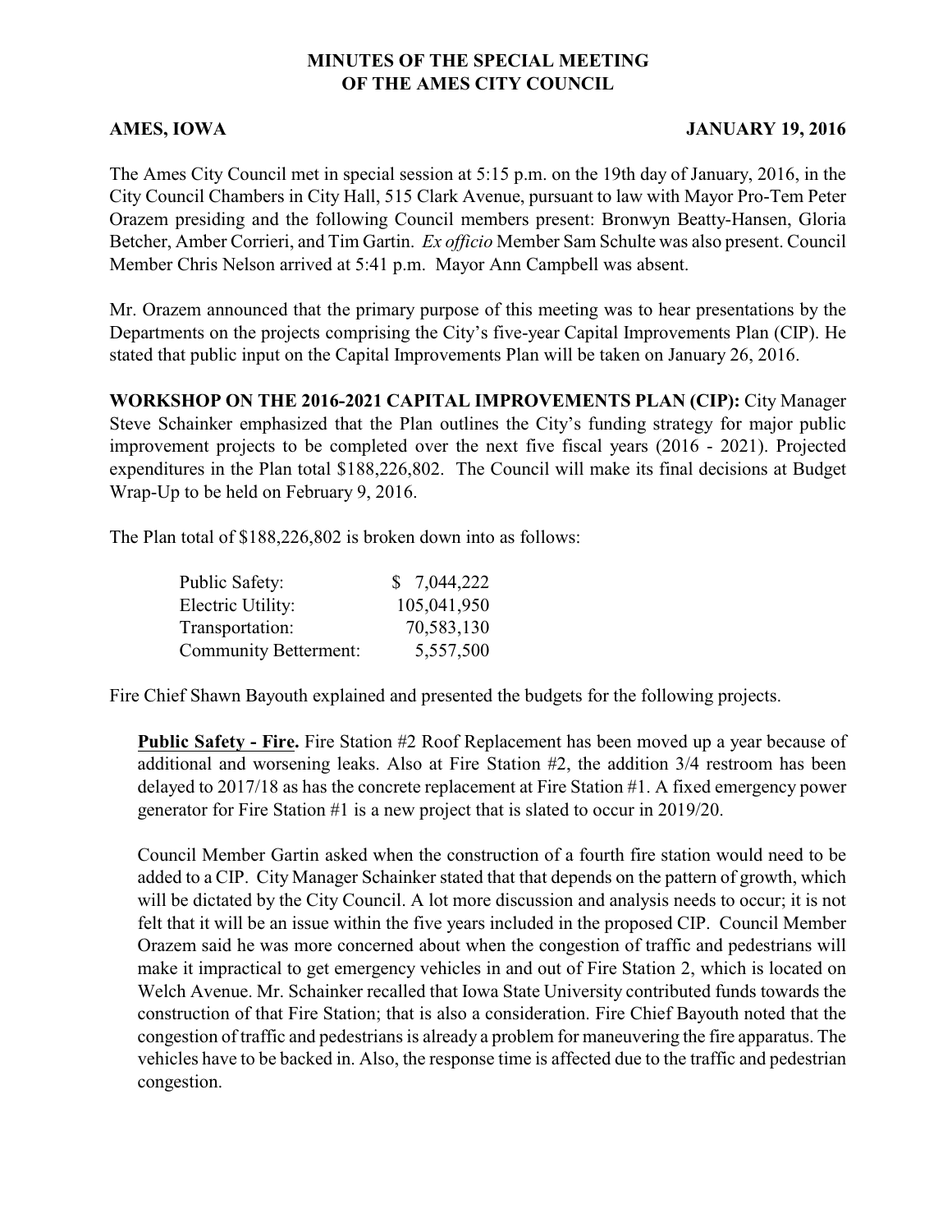# MINUTES OF THE SPECIAL MEETING OF THE AMES CITY COUNCIL

**AMES, IOWA** **JANUARY 19, 2016**

The Ames City Council met in special session at 5:15 p.m. on the 19th day of January, 2016, in the City Council Chambers in City Hall, 515 Clark Avenue, pursuant to law with Mayor Pro-Tem Peter Orazem presiding and the following Council members present: Bronwyn Beatty-Hansen, Gloria Betcher, Amber Corrieri, and Tim Gartin. *Ex officio* Member Sam Schulte was also present. Council Member Chris Nelson arrived at 5:41 p.m. Mayor Ann Campbell was absent.

Mr. Orazem announced that the primary purpose of this meeting was to hear presentations by the Departments on the projects comprising the City's five-year Capital Improvements Plan (CIP). He stated that public input on the Capital Improvements Plan will be taken on January 26, 2016.

**WORKSHOP ON THE 2016-2021 CAPITAL IMPROVEMENTS PLAN (CIP):** City Manager Steve Schainker emphasized that the Plan outlines the City's funding strategy for major public improvement projects to be completed over the next five fiscal years (2016 - 2021). Projected expenditures in the Plan total $188,226,802. The Council will make its final decisions at Budget Wrap-Up to be held on February 9, 2016.

The Plan total of $188,226,802 is broken down into as follows:

| | |
|---|---|
| Public Safety: | $ 7,044,222 |
| Electric Utility: | 105,041,950 |
| Transportation: | 70,583,130 |
| Community Betterment: | 5,557,500 |

Fire Chief Shawn Bayouth explained and presented the budgets for the following projects.

**Public Safety - Fire.** Fire Station #2 Roof Replacement has been moved up a year because of additional and worsening leaks. Also at Fire Station #2, the addition 3/4 restroom has been delayed to 2017/18 as has the concrete replacement at Fire Station #1. A fixed emergency power generator for Fire Station #1 is a new project that is slated to occur in 2019/20.

Council Member Gartin asked when the construction of a fourth fire station would need to be added to a CIP. City Manager Schainker stated that that depends on the pattern of growth, which will be dictated by the City Council. A lot more discussion and analysis needs to occur; it is not felt that it will be an issue within the five years included in the proposed CIP. Council Member Orazem said he was more concerned about when the congestion of traffic and pedestrians will make it impractical to get emergency vehicles in and out of Fire Station 2, which is located on Welch Avenue. Mr. Schainker recalled that Iowa State University contributed funds towards the construction of that Fire Station; that is also a consideration. Fire Chief Bayouth noted that the congestion of traffic and pedestrians is already a problem for maneuvering the fire apparatus. The vehicles have to be backed in. Also, the response time is affected due to the traffic and pedestrian congestion.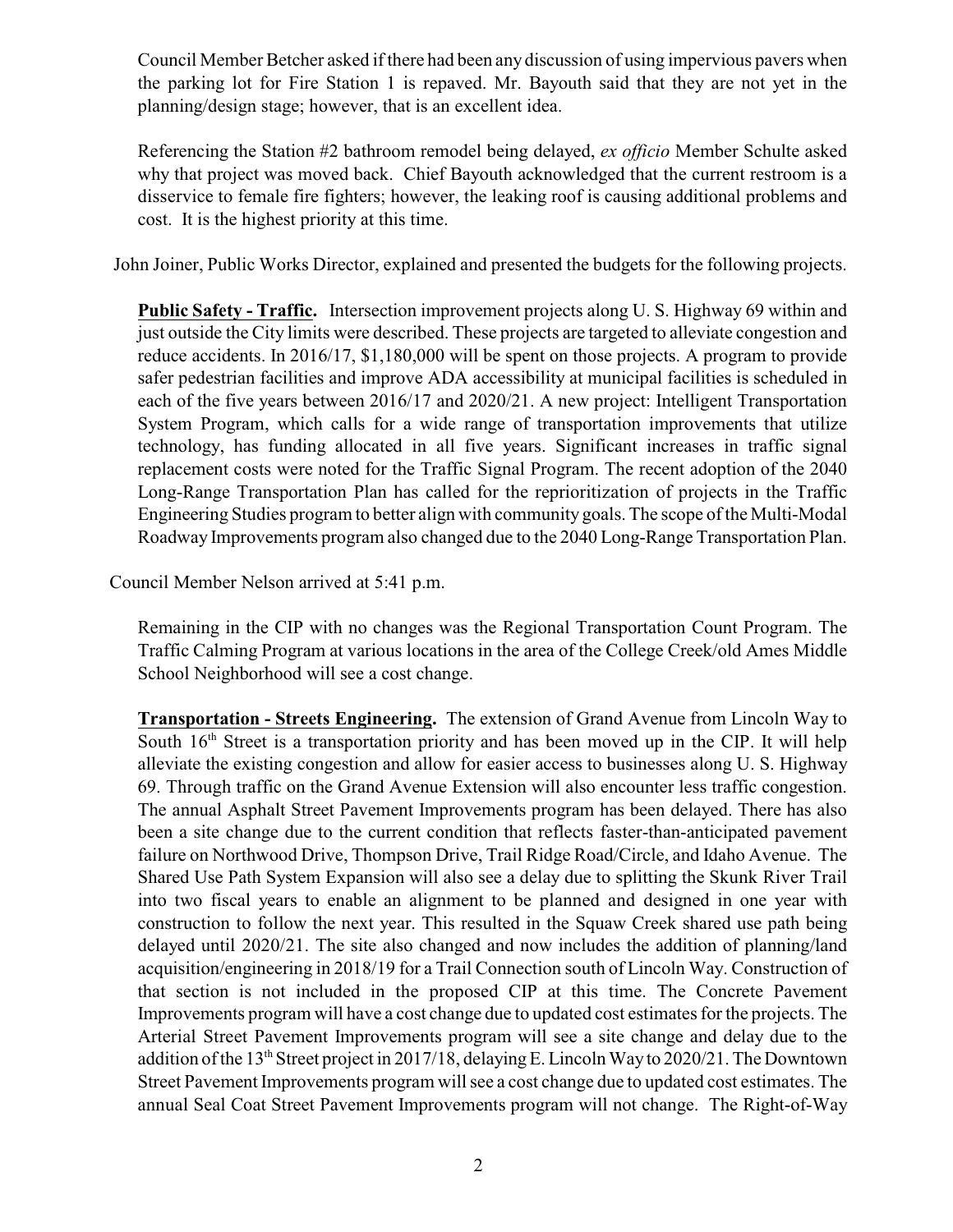Council Member Betcher asked if there had been any discussion of using impervious pavers when the parking lot for Fire Station 1 is repaved. Mr. Bayouth said that they are not yet in the planning/design stage; however, that is an excellent idea.

Referencing the Station #2 bathroom remodel being delayed, *ex officio* Member Schulte asked why that project was moved back. Chief Bayouth acknowledged that the current restroom is a disservice to female fire fighters; however, the leaking roof is causing additional problems and cost. It is the highest priority at this time.

John Joiner, Public Works Director, explained and presented the budgets for the following projects.

**Public Safety - Traffic.** Intersection improvement projects along U. S. Highway 69 within and just outside the City limits were described. These projects are targeted to alleviate congestion and reduce accidents. In 2016/17, $1,180,000 will be spent on those projects. A program to provide safer pedestrian facilities and improve ADA accessibility at municipal facilities is scheduled in each of the five years between 2016/17 and 2020/21. A new project: Intelligent Transportation System Program, which calls for a wide range of transportation improvements that utilize technology, has funding allocated in all five years. Significant increases in traffic signal replacement costs were noted for the Traffic Signal Program. The recent adoption of the 2040 Long-Range Transportation Plan has called for the reprioritization of projects in the Traffic Engineering Studies program to better align with community goals. The scope of the Multi-Modal Roadway Improvements program also changed due to the 2040 Long-Range Transportation Plan.

Council Member Nelson arrived at 5:41 p.m.

Remaining in the CIP with no changes was the Regional Transportation Count Program. The Traffic Calming Program at various locations in the area of the College Creek/old Ames Middle School Neighborhood will see a cost change.

**Transportation - Streets Engineering.** The extension of Grand Avenue from Lincoln Way to South 16th Street is a transportation priority and has been moved up in the CIP. It will help alleviate the existing congestion and allow for easier access to businesses along U. S. Highway 69. Through traffic on the Grand Avenue Extension will also encounter less traffic congestion. The annual Asphalt Street Pavement Improvements program has been delayed. There has also been a site change due to the current condition that reflects faster-than-anticipated pavement failure on Northwood Drive, Thompson Drive, Trail Ridge Road/Circle, and Idaho Avenue. The Shared Use Path System Expansion will also see a delay due to splitting the Skunk River Trail into two fiscal years to enable an alignment to be planned and designed in one year with construction to follow the next year. This resulted in the Squaw Creek shared use path being delayed until 2020/21. The site also changed and now includes the addition of planning/land acquisition/engineering in 2018/19 for a Trail Connection south of Lincoln Way. Construction of that section is not included in the proposed CIP at this time. The Concrete Pavement Improvements program will have a cost change due to updated cost estimates for the projects. The Arterial Street Pavement Improvements program will see a site change and delay due to the addition of the 13th Street project in 2017/18, delaying E. Lincoln Way to 2020/21. The Downtown Street Pavement Improvements program will see a cost change due to updated cost estimates. The annual Seal Coat Street Pavement Improvements program will not change. The Right-of-Way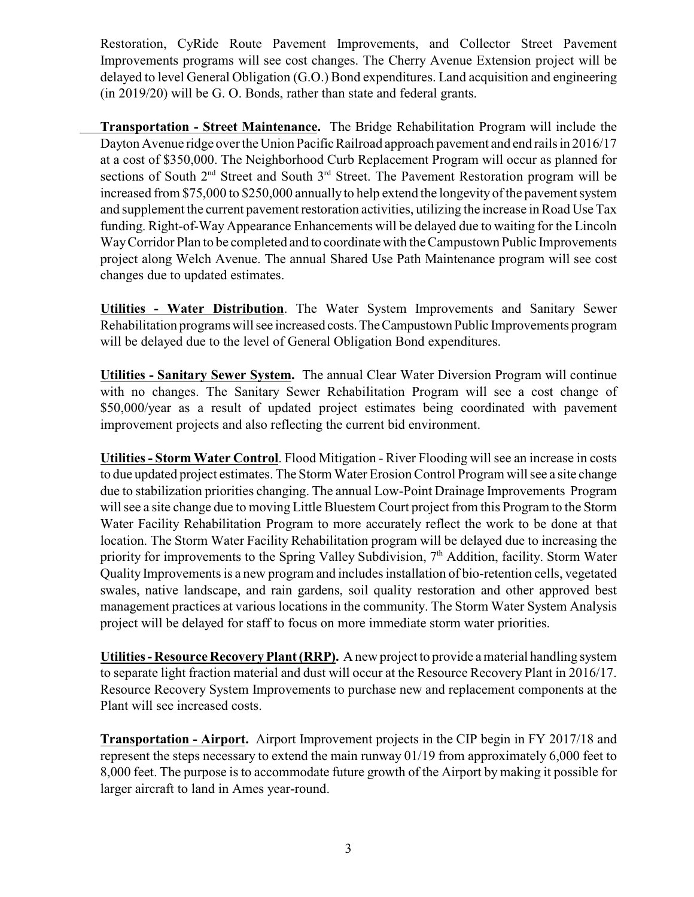Restoration, CyRide Route Pavement Improvements, and Collector Street Pavement Improvements programs will see cost changes. The Cherry Avenue Extension project will be delayed to level General Obligation (G.O.) Bond expenditures. Land acquisition and engineering (in 2019/20) will be G. O. Bonds, rather than state and federal grants.

**Transportation - Street Maintenance.** The Bridge Rehabilitation Program will include the Dayton Avenue ridge over the Union Pacific Railroad approach pavement and end rails in 2016/17 at a cost of $350,000. The Neighborhood Curb Replacement Program will occur as planned for sections of South 2nd Street and South 3rd Street. The Pavement Restoration program will be increased from $75,000 to $250,000 annually to help extend the longevity of the pavement system and supplement the current pavement restoration activities, utilizing the increase in Road Use Tax funding. Right-of-Way Appearance Enhancements will be delayed due to waiting for the Lincoln Way Corridor Plan to be completed and to coordinate with the Campustown Public Improvements project along Welch Avenue. The annual Shared Use Path Maintenance program will see cost changes due to updated estimates.

**Utilities - Water Distribution**. The Water System Improvements and Sanitary Sewer Rehabilitation programs will see increased costs. The Campustown Public Improvements program will be delayed due to the level of General Obligation Bond expenditures.

**Utilities - Sanitary Sewer System.** The annual Clear Water Diversion Program will continue with no changes. The Sanitary Sewer Rehabilitation Program will see a cost change of $50,000/year as a result of updated project estimates being coordinated with pavement improvement projects and also reflecting the current bid environment.

**Utilities - Storm Water Control**. Flood Mitigation - River Flooding will see an increase in costs to due updated project estimates. The Storm Water Erosion Control Program will see a site change due to stabilization priorities changing. The annual Low-Point Drainage Improvements Program will see a site change due to moving Little Bluestem Court project from this Program to the Storm Water Facility Rehabilitation Program to more accurately reflect the work to be done at that location. The Storm Water Facility Rehabilitation program will be delayed due to increasing the priority for improvements to the Spring Valley Subdivision, 7th Addition, facility. Storm Water Quality Improvements is a new program and includes installation of bio-retention cells, vegetated swales, native landscape, and rain gardens, soil quality restoration and other approved best management practices at various locations in the community. The Storm Water System Analysis project will be delayed for staff to focus on more immediate storm water priorities.

**Utilities - Resource Recovery Plant (RRP).** A new project to provide a material handling system to separate light fraction material and dust will occur at the Resource Recovery Plant in 2016/17. Resource Recovery System Improvements to purchase new and replacement components at the Plant will see increased costs.

**Transportation - Airport.** Airport Improvement projects in the CIP begin in FY 2017/18 and represent the steps necessary to extend the main runway 01/19 from approximately 6,000 feet to 8,000 feet. The purpose is to accommodate future growth of the Airport by making it possible for larger aircraft to land in Ames year-round.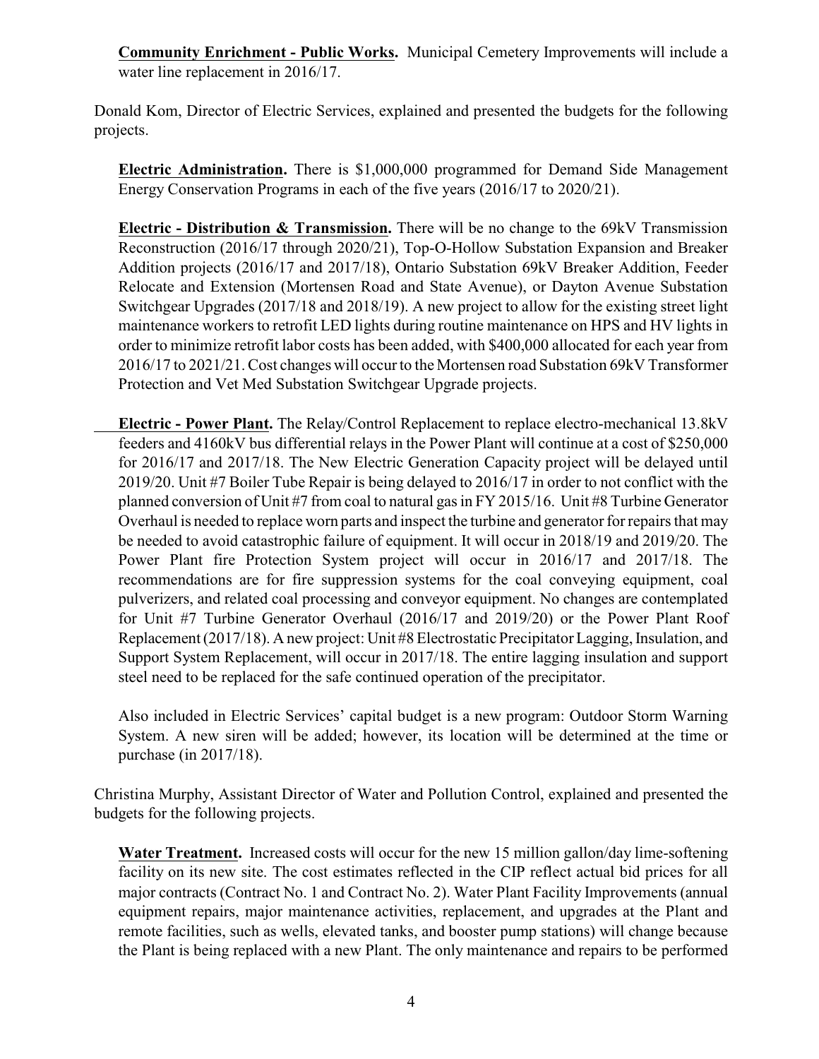**Community Enrichment - Public Works.** Municipal Cemetery Improvements will include a water line replacement in 2016/17.

Donald Kom, Director of Electric Services, explained and presented the budgets for the following projects.

**Electric Administration.** There is $1,000,000 programmed for Demand Side Management Energy Conservation Programs in each of the five years (2016/17 to 2020/21).

**Electric - Distribution & Transmission.** There will be no change to the 69kV Transmission Reconstruction (2016/17 through 2020/21), Top-O-Hollow Substation Expansion and Breaker Addition projects (2016/17 and 2017/18), Ontario Substation 69kV Breaker Addition, Feeder Relocate and Extension (Mortensen Road and State Avenue), or Dayton Avenue Substation Switchgear Upgrades (2017/18 and 2018/19). A new project to allow for the existing street light maintenance workers to retrofit LED lights during routine maintenance on HPS and HV lights in order to minimize retrofit labor costs has been added, with $400,000 allocated for each year from 2016/17 to 2021/21. Cost changes will occur to the Mortensen road Substation 69kV Transformer Protection and Vet Med Substation Switchgear Upgrade projects.

**Electric - Power Plant.** The Relay/Control Replacement to replace electro-mechanical 13.8kV feeders and 4160kV bus differential relays in the Power Plant will continue at a cost of $250,000 for 2016/17 and 2017/18. The New Electric Generation Capacity project will be delayed until 2019/20. Unit #7 Boiler Tube Repair is being delayed to 2016/17 in order to not conflict with the planned conversion of Unit #7 from coal to natural gas in FY 2015/16. Unit #8 Turbine Generator Overhaul is needed to replace worn parts and inspect the turbine and generator for repairs that may be needed to avoid catastrophic failure of equipment. It will occur in 2018/19 and 2019/20. The Power Plant fire Protection System project will occur in 2016/17 and 2017/18. The recommendations are for fire suppression systems for the coal conveying equipment, coal pulverizers, and related coal processing and conveyor equipment. No changes are contemplated for Unit #7 Turbine Generator Overhaul (2016/17 and 2019/20) or the Power Plant Roof Replacement (2017/18). A new project: Unit #8 Electrostatic Precipitator Lagging, Insulation, and Support System Replacement, will occur in 2017/18. The entire lagging insulation and support steel need to be replaced for the safe continued operation of the precipitator.

Also included in Electric Services' capital budget is a new program: Outdoor Storm Warning System. A new siren will be added; however, its location will be determined at the time or purchase (in 2017/18).

Christina Murphy, Assistant Director of Water and Pollution Control, explained and presented the budgets for the following projects.

**Water Treatment.** Increased costs will occur for the new 15 million gallon/day lime-softening facility on its new site. The cost estimates reflected in the CIP reflect actual bid prices for all major contracts (Contract No. 1 and Contract No. 2). Water Plant Facility Improvements (annual equipment repairs, major maintenance activities, replacement, and upgrades at the Plant and remote facilities, such as wells, elevated tanks, and booster pump stations) will change because the Plant is being replaced with a new Plant. The only maintenance and repairs to be performed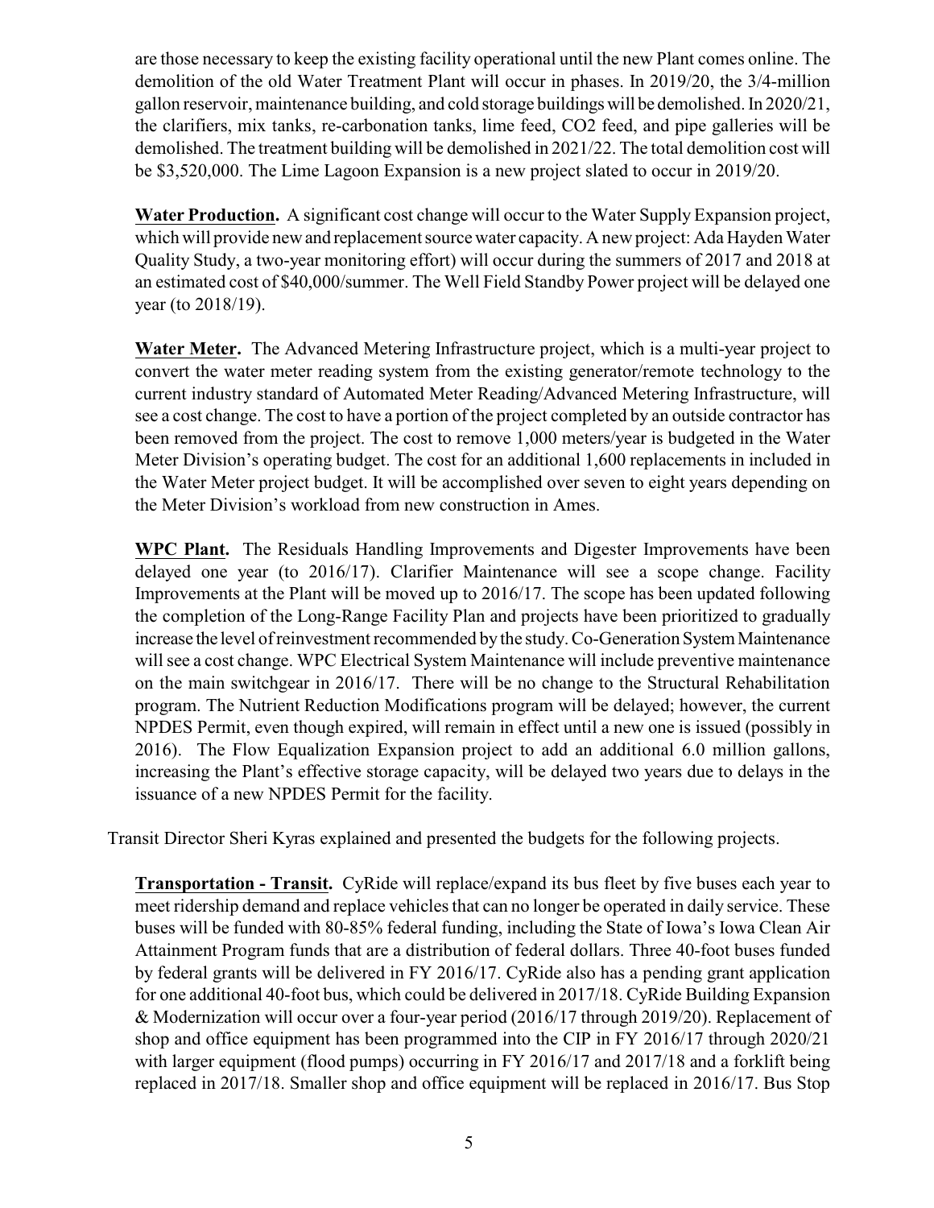are those necessary to keep the existing facility operational until the new Plant comes online. The demolition of the old Water Treatment Plant will occur in phases. In 2019/20, the 3/4-million gallon reservoir, maintenance building, and cold storage buildings will be demolished. In 2020/21, the clarifiers, mix tanks, re-carbonation tanks, lime feed, CO2 feed, and pipe galleries will be demolished. The treatment building will be demolished in 2021/22. The total demolition cost will be $3,520,000. The Lime Lagoon Expansion is a new project slated to occur in 2019/20.

**Water Production.** A significant cost change will occur to the Water Supply Expansion project, which will provide new and replacement source water capacity. A new project: Ada Hayden Water Quality Study, a two-year monitoring effort) will occur during the summers of 2017 and 2018 at an estimated cost of $40,000/summer. The Well Field Standby Power project will be delayed one year (to 2018/19).

**Water Meter.** The Advanced Metering Infrastructure project, which is a multi-year project to convert the water meter reading system from the existing generator/remote technology to the current industry standard of Automated Meter Reading/Advanced Metering Infrastructure, will see a cost change. The cost to have a portion of the project completed by an outside contractor has been removed from the project. The cost to remove 1,000 meters/year is budgeted in the Water Meter Division's operating budget. The cost for an additional 1,600 replacements in included in the Water Meter project budget. It will be accomplished over seven to eight years depending on the Meter Division's workload from new construction in Ames.

**WPC Plant.** The Residuals Handling Improvements and Digester Improvements have been delayed one year (to 2016/17). Clarifier Maintenance will see a scope change. Facility Improvements at the Plant will be moved up to 2016/17. The scope has been updated following the completion of the Long-Range Facility Plan and projects have been prioritized to gradually increase the level of reinvestment recommended by the study. Co-Generation System Maintenance will see a cost change. WPC Electrical System Maintenance will include preventive maintenance on the main switchgear in 2016/17. There will be no change to the Structural Rehabilitation program. The Nutrient Reduction Modifications program will be delayed; however, the current NPDES Permit, even though expired, will remain in effect until a new one is issued (possibly in 2016). The Flow Equalization Expansion project to add an additional 6.0 million gallons, increasing the Plant's effective storage capacity, will be delayed two years due to delays in the issuance of a new NPDES Permit for the facility.

Transit Director Sheri Kyras explained and presented the budgets for the following projects.

**Transportation - Transit.** CyRide will replace/expand its bus fleet by five buses each year to meet ridership demand and replace vehicles that can no longer be operated in daily service. These buses will be funded with 80-85% federal funding, including the State of Iowa's Iowa Clean Air Attainment Program funds that are a distribution of federal dollars. Three 40-foot buses funded by federal grants will be delivered in FY 2016/17. CyRide also has a pending grant application for one additional 40-foot bus, which could be delivered in 2017/18. CyRide Building Expansion & Modernization will occur over a four-year period (2016/17 through 2019/20). Replacement of shop and office equipment has been programmed into the CIP in FY 2016/17 through 2020/21 with larger equipment (flood pumps) occurring in FY 2016/17 and 2017/18 and a forklift being replaced in 2017/18. Smaller shop and office equipment will be replaced in 2016/17. Bus Stop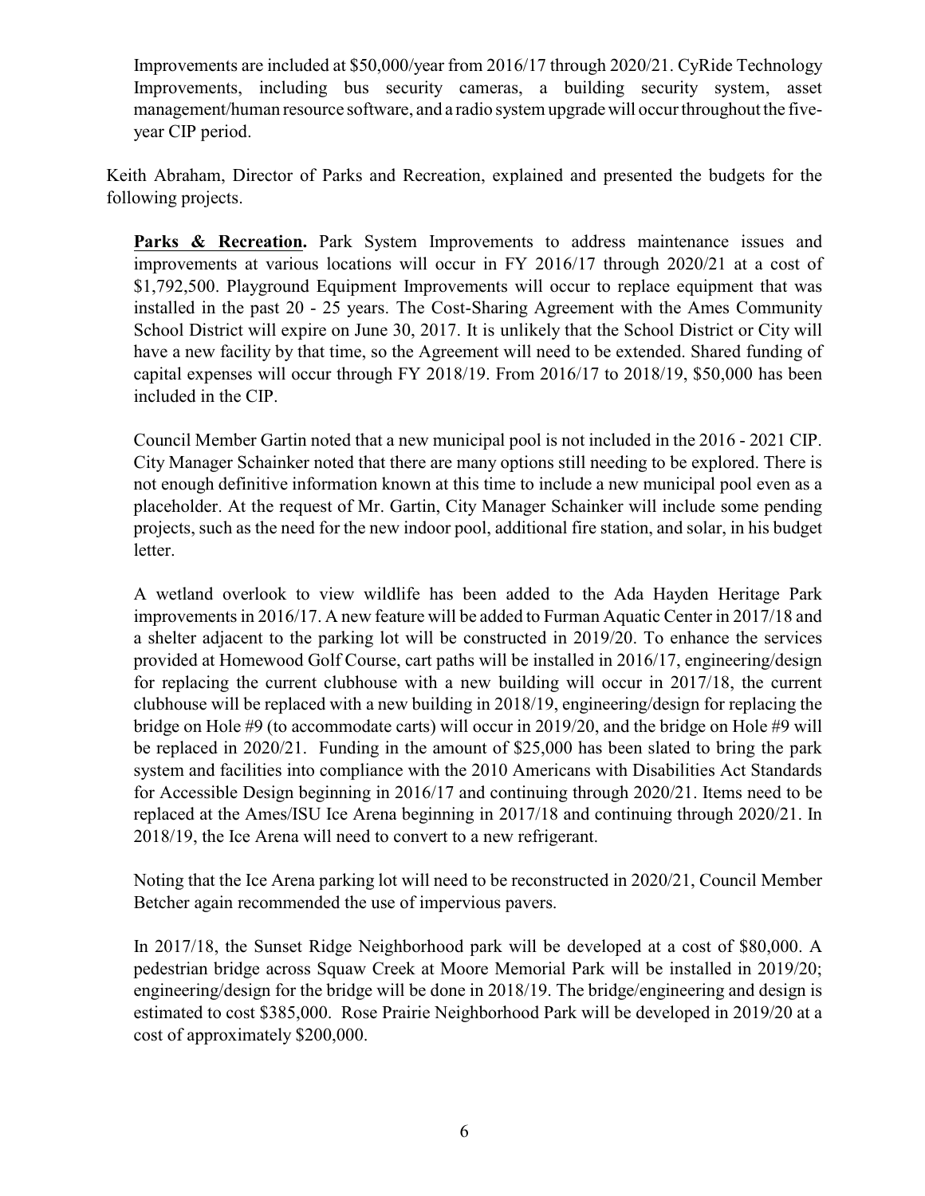Improvements are included at $50,000/year from 2016/17 through 2020/21. CyRide Technology Improvements, including bus security cameras, a building security system, asset management/human resource software, and a radio system upgrade will occur throughout the five-year CIP period.

Keith Abraham, Director of Parks and Recreation, explained and presented the budgets for the following projects.

**Parks & Recreation.** Park System Improvements to address maintenance issues and improvements at various locations will occur in FY 2016/17 through 2020/21 at a cost of $1,792,500. Playground Equipment Improvements will occur to replace equipment that was installed in the past 20 - 25 years. The Cost-Sharing Agreement with the Ames Community School District will expire on June 30, 2017. It is unlikely that the School District or City will have a new facility by that time, so the Agreement will need to be extended. Shared funding of capital expenses will occur through FY 2018/19. From 2016/17 to 2018/19, $50,000 has been included in the CIP.

Council Member Gartin noted that a new municipal pool is not included in the 2016 - 2021 CIP. City Manager Schainker noted that there are many options still needing to be explored. There is not enough definitive information known at this time to include a new municipal pool even as a placeholder. At the request of Mr. Gartin, City Manager Schainker will include some pending projects, such as the need for the new indoor pool, additional fire station, and solar, in his budget letter.

A wetland overlook to view wildlife has been added to the Ada Hayden Heritage Park improvements in 2016/17. A new feature will be added to Furman Aquatic Center in 2017/18 and a shelter adjacent to the parking lot will be constructed in 2019/20. To enhance the services provided at Homewood Golf Course, cart paths will be installed in 2016/17, engineering/design for replacing the current clubhouse with a new building will occur in 2017/18, the current clubhouse will be replaced with a new building in 2018/19, engineering/design for replacing the bridge on Hole #9 (to accommodate carts) will occur in 2019/20, and the bridge on Hole #9 will be replaced in 2020/21. Funding in the amount of $25,000 has been slated to bring the park system and facilities into compliance with the 2010 Americans with Disabilities Act Standards for Accessible Design beginning in 2016/17 and continuing through 2020/21. Items need to be replaced at the Ames/ISU Ice Arena beginning in 2017/18 and continuing through 2020/21. In 2018/19, the Ice Arena will need to convert to a new refrigerant.

Noting that the Ice Arena parking lot will need to be reconstructed in 2020/21, Council Member Betcher again recommended the use of impervious pavers.

In 2017/18, the Sunset Ridge Neighborhood park will be developed at a cost of $80,000. A pedestrian bridge across Squaw Creek at Moore Memorial Park will be installed in 2019/20; engineering/design for the bridge will be done in 2018/19. The bridge/engineering and design is estimated to cost $385,000. Rose Prairie Neighborhood Park will be developed in 2019/20 at a cost of approximately $200,000.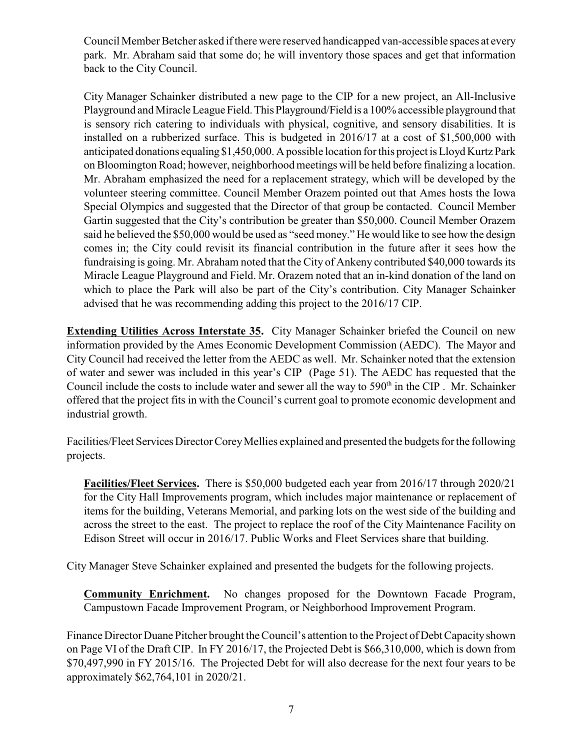Council Member Betcher asked if there were reserved handicapped van-accessible spaces at every park. Mr. Abraham said that some do; he will inventory those spaces and get that information back to the City Council.

City Manager Schainker distributed a new page to the CIP for a new project, an All-Inclusive Playground and Miracle League Field. This Playground/Field is a 100% accessible playground that is sensory rich catering to individuals with physical, cognitive, and sensory disabilities. It is installed on a rubberized surface. This is budgeted in 2016/17 at a cost of $1,500,000 with anticipated donations equaling $1,450,000. A possible location for this project is Lloyd Kurtz Park on Bloomington Road; however, neighborhood meetings will be held before finalizing a location. Mr. Abraham emphasized the need for a replacement strategy, which will be developed by the volunteer steering committee. Council Member Orazem pointed out that Ames hosts the Iowa Special Olympics and suggested that the Director of that group be contacted. Council Member Gartin suggested that the City's contribution be greater than $50,000. Council Member Orazem said he believed the $50,000 would be used as "seed money." He would like to see how the design comes in; the City could revisit its financial contribution in the future after it sees how the fundraising is going. Mr. Abraham noted that the City of Ankeny contributed $40,000 towards its Miracle League Playground and Field. Mr. Orazem noted that an in-kind donation of the land on which to place the Park will also be part of the City's contribution. City Manager Schainker advised that he was recommending adding this project to the 2016/17 CIP.

**Extending Utilities Across Interstate 35.** City Manager Schainker briefed the Council on new information provided by the Ames Economic Development Commission (AEDC). The Mayor and City Council had received the letter from the AEDC as well. Mr. Schainker noted that the extension of water and sewer was included in this year's CIP (Page 51). The AEDC has requested that the Council include the costs to include water and sewer all the way to 590th in the CIP . Mr. Schainker offered that the project fits in with the Council's current goal to promote economic development and industrial growth.

Facilities/Fleet Services Director Corey Mellies explained and presented the budgets for the following projects.

**Facilities/Fleet Services.** There is $50,000 budgeted each year from 2016/17 through 2020/21 for the City Hall Improvements program, which includes major maintenance or replacement of items for the building, Veterans Memorial, and parking lots on the west side of the building and across the street to the east. The project to replace the roof of the City Maintenance Facility on Edison Street will occur in 2016/17. Public Works and Fleet Services share that building.

City Manager Steve Schainker explained and presented the budgets for the following projects.

**Community Enrichment.** No changes proposed for the Downtown Facade Program, Campustown Facade Improvement Program, or Neighborhood Improvement Program.

Finance Director Duane Pitcher brought the Council's attention to the Project of Debt Capacity shown on Page VI of the Draft CIP. In FY 2016/17, the Projected Debt is $66,310,000, which is down from $70,497,990 in FY 2015/16. The Projected Debt for will also decrease for the next four years to be approximately $62,764,101 in 2020/21.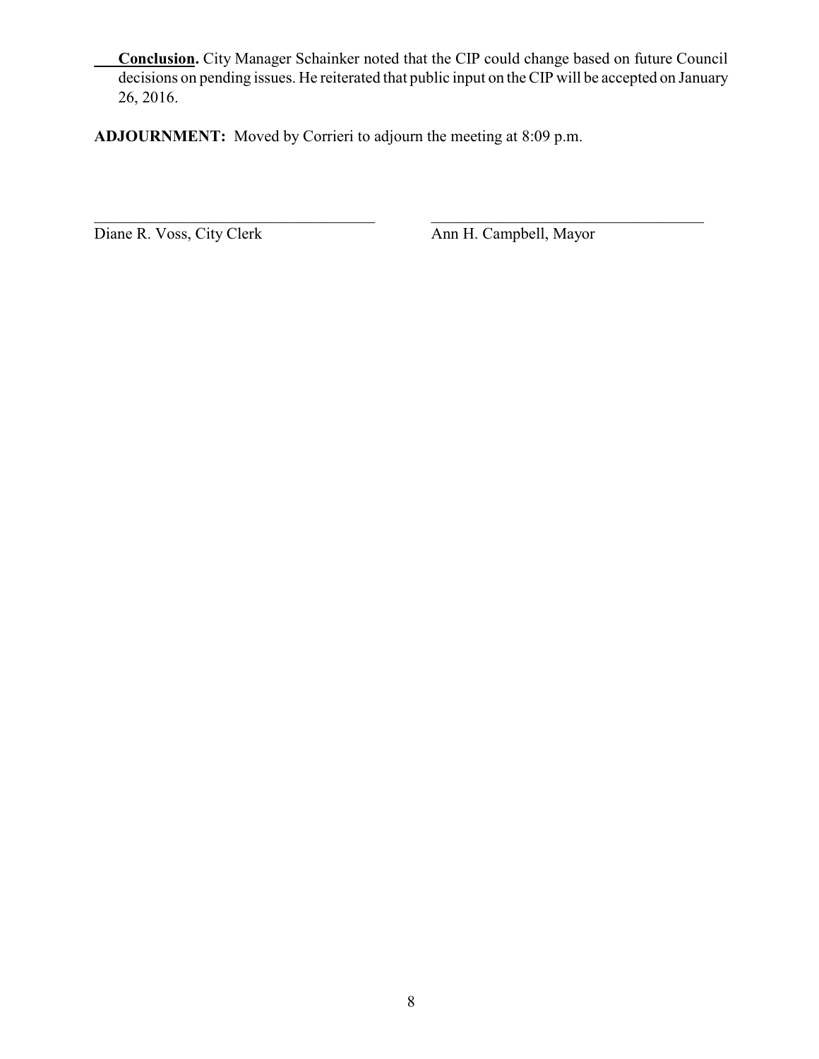**Conclusion.** City Manager Schainker noted that the CIP could change based on future Council decisions on pending issues. He reiterated that public input on the CIP will be accepted on January 26, 2016.

**ADJOURNMENT:** Moved by Corrieri to adjourn the meeting at 8:09 p.m.

\_\_\_\_\_\_\_\_\_\_\_\_\_\_\_\_\_\_\_\_\_\_\_\_\_\_\_\_\_\_\_\_\_\_\_\_
Diane R. Voss, City Clerk

\_\_\_\_\_\_\_\_\_\_\_\_\_\_\_\_\_\_\_\_\_\_\_\_\_\_\_\_\_\_\_\_\_\_\_\_
Ann H. Campbell, Mayor